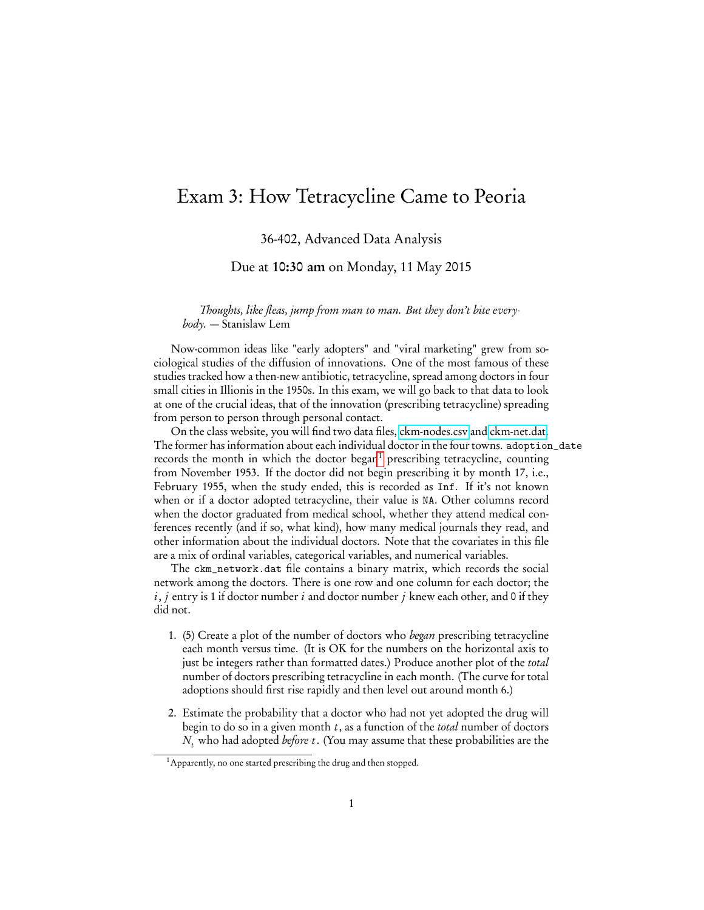# Exam 3: How Tetracycline Came to Peoria

36-402, Advanced Data Analysis

Due at **10:30 am** on Monday, 11 May 2015

> *Thoughts, like fleas, jump from man to man. But they don't bite everybody.* — Stanislaw Lem

Now-common ideas like "early adopters" and "viral marketing" grew from sociological studies of the diffusion of innovations. One of the most famous of these studies tracked how a then-new antibiotic, tetracycline, spread among doctors in four small cities in Illinois in the 1950s. In this exam, we will go back to that data to look at one of the crucial ideas, that of the innovation (prescribing tetracycline) spreading from person to person through personal contact.

On the class website, you will find two data files, ckm-nodes.csv and ckm-net.dat. The former has information about each individual doctor in the four towns. `adoption_date` records the month in which the doctor began[1] prescribing tetracycline, counting from November 1953. If the doctor did not begin prescribing it by month 17, i.e., February 1955, when the study ended, this is recorded as `Inf`. If it's not known when or if a doctor adopted tetracycline, their value is `NA`. Other columns record when the doctor graduated from medical school, whether they attend medical conferences recently (and if so, what kind), how many medical journals they read, and other information about the individual doctors. Note that the covariates in this file are a mix of ordinal variables, categorical variables, and numerical variables.

The `ckm_network.dat` file contains a binary matrix, which records the social network among the doctors. There is one row and one column for each doctor; the $i, j$ entry is 1 if doctor number $i$ and doctor number $j$ knew each other, and 0 if they did not.

1. (5) Create a plot of the number of doctors who *began* prescribing tetracycline each month versus time. (It is OK for the numbers on the horizontal axis to just be integers rather than formatted dates.) Produce another plot of the *total* number of doctors prescribing tetracycline in each month. (The curve for total adoptions should first rise rapidly and then level out around month 6.)

2. Estimate the probability that a doctor who had not yet adopted the drug will begin to do so in a given month $t$, as a function of the *total* number of doctors $N_t$ who had adopted *before* $t$. (You may assume that these probabilities are the

[1] Apparently, no one started prescribing the drug and then stopped.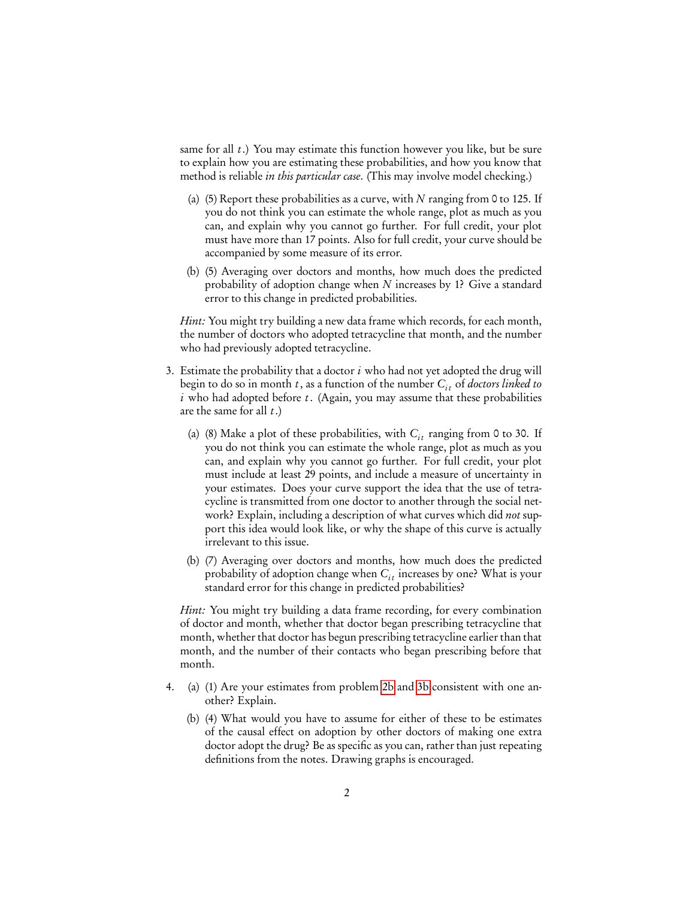same for all $t$.) You may estimate this function however you like, but be sure to explain how you are estimating these probabilities, and how you know that method is reliable *in this particular case*. (This may involve model checking.)

(a) (5) Report these probabilities as a curve, with $N$ ranging from 0 to 125. If you do not think you can estimate the whole range, plot as much as you can, and explain why you cannot go further. For full credit, your plot must have more than 17 points. Also for full credit, your curve should be accompanied by some measure of its error.

(b) (5) Averaging over doctors and months, how much does the predicted probability of adoption change when $N$ increases by 1? Give a standard error to this change in predicted probabilities.

*Hint:* You might try building a new data frame which records, for each month, the number of doctors who adopted tetracycline that month, and the number who had previously adopted tetracycline.

3. Estimate the probability that a doctor $i$ who had not yet adopted the drug will begin to do so in month $t$, as a function of the number $C_{it}$ of *doctors linked to* $i$ who had adopted before $t$. (Again, you may assume that these probabilities are the same for all $t$.)

   (a) (8) Make a plot of these probabilities, with $C_{it}$ ranging from 0 to 30. If you do not think you can estimate the whole range, plot as much as you can, and explain why you cannot go further. For full credit, your plot must include at least 29 points, and include a measure of uncertainty in your estimates. Does your curve support the idea that the use of tetracycline is transmitted from one doctor to another through the social network? Explain, including a description of what curves which did *not* support this idea would look like, or why the shape of this curve is actually irrelevant to this issue.

   (b) (7) Averaging over doctors and months, how much does the predicted probability of adoption change when $C_{it}$ increases by one? What is your standard error for this change in predicted probabilities?

   *Hint:* You might try building a data frame recording, for every combination of doctor and month, whether that doctor began prescribing tetracycline that month, whether that doctor has begun prescribing tetracycline earlier than that month, and the number of their contacts who began prescribing before that month.

4. (a) (1) Are your estimates from problem 2b and 3b consistent with one another? Explain.

   (b) (4) What would you have to assume for either of these to be estimates of the causal effect on adoption by other doctors of making one extra doctor adopt the drug? Be as specific as you can, rather than just repeating definitions from the notes. Drawing graphs is encouraged.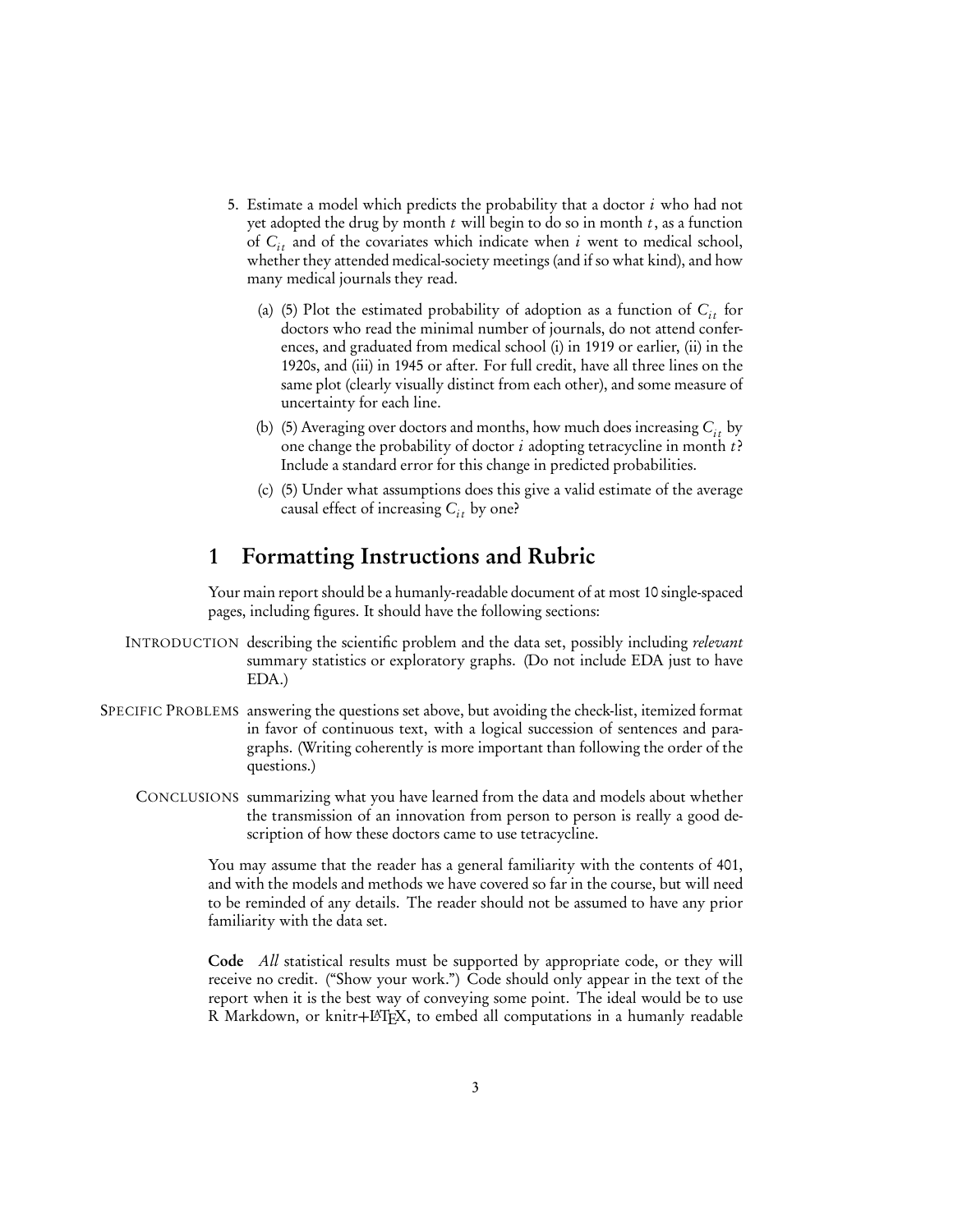5. Estimate a model which predicts the probability that a doctor $i$ who had not yet adopted the drug by month $t$ will begin to do so in month $t$, as a function of $C_{it}$ and of the covariates which indicate when $i$ went to medical school, whether they attended medical-society meetings (and if so what kind), and how many medical journals they read.

   (a) (5) Plot the estimated probability of adoption as a function of $C_{it}$ for doctors who read the minimal number of journals, do not attend conferences, and graduated from medical school (i) in 1919 or earlier, (ii) in the 1920s, and (iii) in 1945 or after. For full credit, have all three lines on the same plot (clearly visually distinct from each other), and some measure of uncertainty for each line.

   (b) (5) Averaging over doctors and months, how much does increasing $C_{it}$ by one change the probability of doctor $i$ adopting tetracycline in month $t$? Include a standard error for this change in predicted probabilities.

   (c) (5) Under what assumptions does this give a valid estimate of the average causal effect of increasing $C_{it}$ by one?

# 1 Formatting Instructions and Rubric

Your main report should be a humanly-readable document of at most 10 single-spaced pages, including figures. It should have the following sections:

INTRODUCTION describing the scientific problem and the data set, possibly including *relevant* summary statistics or exploratory graphs. (Do not include EDA just to have EDA.)

SPECIFIC PROBLEMS answering the questions set above, but avoiding the check-list, itemized format in favor of continuous text, with a logical succession of sentences and paragraphs. (Writing coherently is more important than following the order of the questions.)

CONCLUSIONS summarizing what you have learned from the data and models about whether the transmission of an innovation from person to person is really a good description of how these doctors came to use tetracycline.

You may assume that the reader has a general familiarity with the contents of 401, and with the models and methods we have covered so far in the course, but will need to be reminded of any details. The reader should not be assumed to have any prior familiarity with the data set.

**Code** *All* statistical results must be supported by appropriate code, or they will receive no credit. ("Show your work.") Code should only appear in the text of the report when it is the best way of conveying some point. The ideal would be to use R Markdown, or knitr+LaTeX, to embed all computations in a humanly readable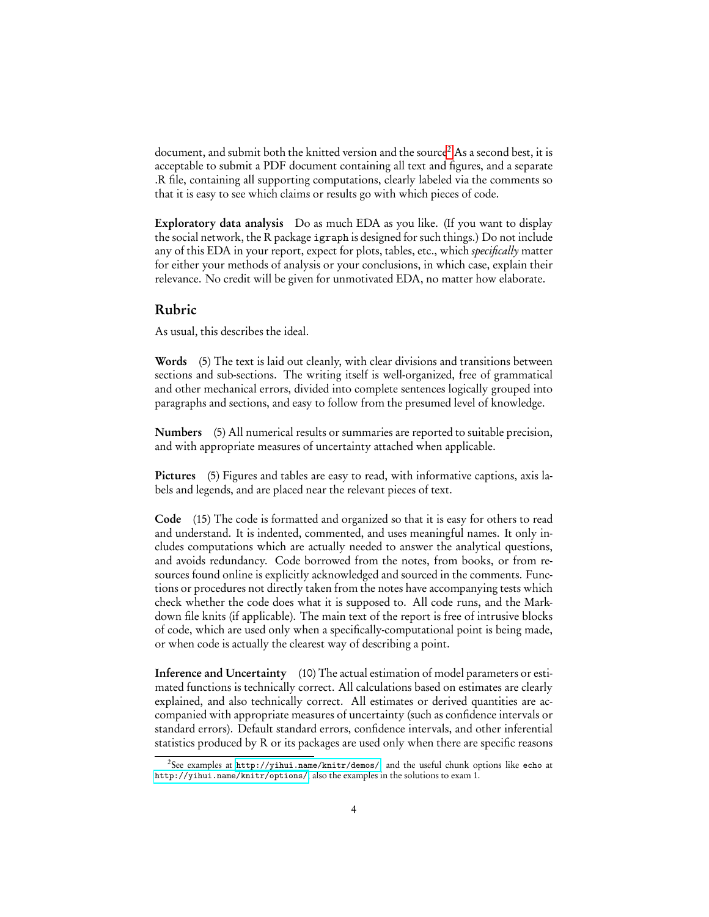document, and submit both the knitted version and the source[2] As a second best, it is acceptable to submit a PDF document containing all text and figures, and a separate .R file, containing all supporting computations, clearly labeled via the comments so that it is easy to see which claims or results go with which pieces of code.

**Exploratory data analysis** Do as much EDA as you like. (If you want to display the social network, the R package `igraph` is designed for such things.) Do not include any of this EDA in your report, expect for plots, tables, etc., which *specifically* matter for either your methods of analysis or your conclusions, in which case, explain their relevance. No credit will be given for unmotivated EDA, no matter how elaborate.

## Rubric

As usual, this describes the ideal.

**Words** (5) The text is laid out cleanly, with clear divisions and transitions between sections and sub-sections. The writing itself is well-organized, free of grammatical and other mechanical errors, divided into complete sentences logically grouped into paragraphs and sections, and easy to follow from the presumed level of knowledge.

**Numbers** (5) All numerical results or summaries are reported to suitable precision, and with appropriate measures of uncertainty attached when applicable.

**Pictures** (5) Figures and tables are easy to read, with informative captions, axis labels and legends, and are placed near the relevant pieces of text.

**Code** (15) The code is formatted and organized so that it is easy for others to read and understand. It is indented, commented, and uses meaningful names. It only includes computations which are actually needed to answer the analytical questions, and avoids redundancy. Code borrowed from the notes, from books, or from resources found online is explicitly acknowledged and sourced in the comments. Functions or procedures not directly taken from the notes have accompanying tests which check whether the code does what it is supposed to. All code runs, and the Markdown file knits (if applicable). The main text of the report is free of intrusive blocks of code, which are used only when a specifically-computational point is being made, or when code is actually the clearest way of describing a point.

**Inference and Uncertainty** (10) The actual estimation of model parameters or estimated functions is technically correct. All calculations based on estimates are clearly explained, and also technically correct. All estimates or derived quantities are accompanied with appropriate measures of uncertainty (such as confidence intervals or standard errors). Default standard errors, confidence intervals, and other inferential statistics produced by R or its packages are used only when there are specific reasons

[2] See examples at http://yihui.name/knitr/demos/ and the useful chunk options like `echo` at http://yihui.name/knitr/options/ also the examples in the solutions to exam 1.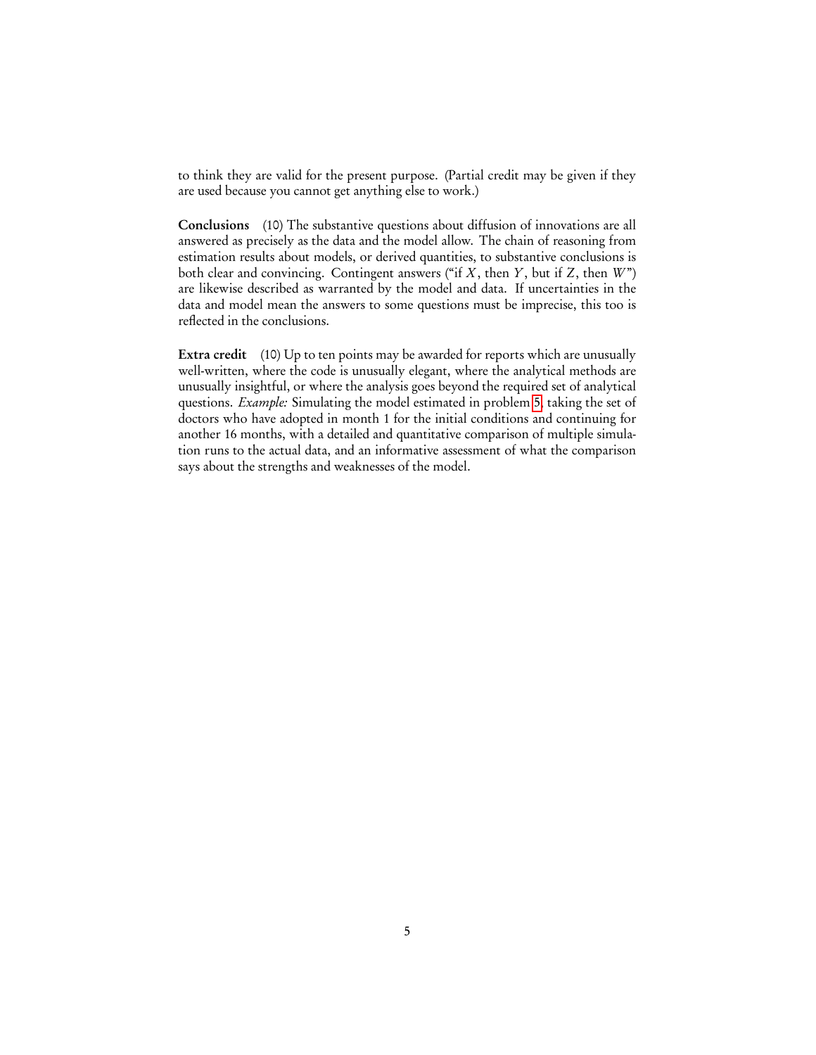to think they are valid for the present purpose. (Partial credit may be given if they are used because you cannot get anything else to work.)

**Conclusions** (10) The substantive questions about diffusion of innovations are all answered as precisely as the data and the model allow. The chain of reasoning from estimation results about models, or derived quantities, to substantive conclusions is both clear and convincing. Contingent answers ("if $X$, then $Y$, but if $Z$, then $W$") are likewise described as warranted by the model and data. If uncertainties in the data and model mean the answers to some questions must be imprecise, this too is reflected in the conclusions.

**Extra credit** (10) Up to ten points may be awarded for reports which are unusually well-written, where the code is unusually elegant, where the analytical methods are unusually insightful, or where the analysis goes beyond the required set of analytical questions. *Example:* Simulating the model estimated in problem 5, taking the set of doctors who have adopted in month 1 for the initial conditions and continuing for another 16 months, with a detailed and quantitative comparison of multiple simulation runs to the actual data, and an informative assessment of what the comparison says about the strengths and weaknesses of the model.